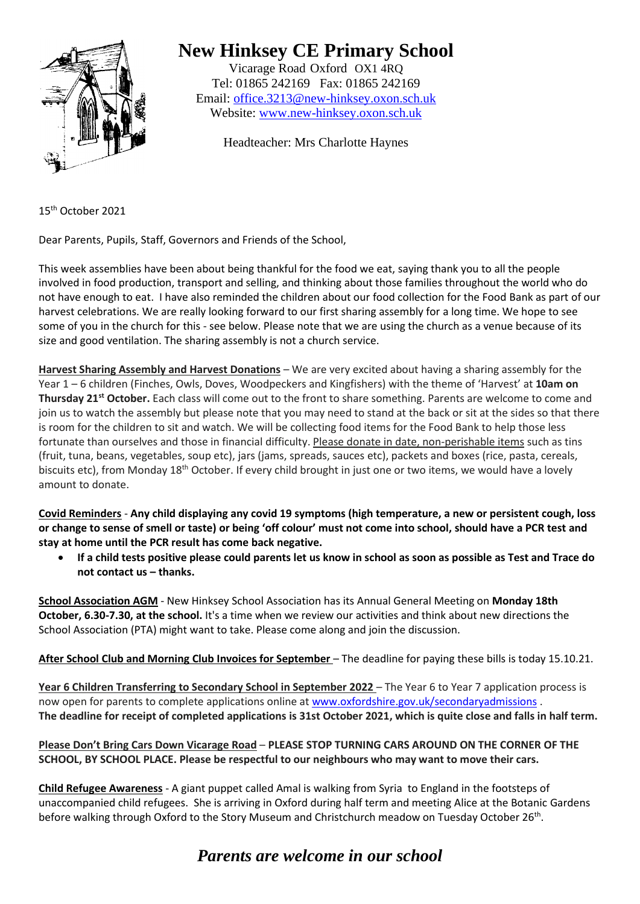# New Hinksey CE Primary School

Vicarage Road Oxford OX1 4RQ
Tel: 01865 242169 Fax: 01865 242169
Email: office.3213@new-hinksey.oxon.sch.uk
Website: www.new-hinksey.oxon.sch.uk

Headteacher: Mrs Charlotte Haynes

15th October 2021

Dear Parents, Pupils, Staff, Governors and Friends of the School,

This week assemblies have been about being thankful for the food we eat, saying thank you to all the people involved in food production, transport and selling, and thinking about those families throughout the world who do not have enough to eat. I have also reminded the children about our food collection for the Food Bank as part of our harvest celebrations. We are really looking forward to our first sharing assembly for a long time. We hope to see some of you in the church for this - see below. Please note that we are using the church as a venue because of its size and good ventilation. The sharing assembly is not a church service.

**Harvest Sharing Assembly and Harvest Donations** – We are very excited about having a sharing assembly for the Year 1 – 6 children (Finches, Owls, Doves, Woodpeckers and Kingfishers) with the theme of 'Harvest' at **10am on Thursday 21st October.** Each class will come out to the front to share something. Parents are welcome to come and join us to watch the assembly but please note that you may need to stand at the back or sit at the sides so that there is room for the children to sit and watch. We will be collecting food items for the Food Bank to help those less fortunate than ourselves and those in financial difficulty. Please donate in date, non-perishable items such as tins (fruit, tuna, beans, vegetables, soup etc), jars (jams, spreads, sauces etc), packets and boxes (rice, pasta, cereals, biscuits etc), from Monday 18th October. If every child brought in just one or two items, we would have a lovely amount to donate.

**Covid Reminders** - **Any child displaying any covid 19 symptoms (high temperature, a new or persistent cough, loss or change to sense of smell or taste) or being 'off colour' must not come into school, should have a PCR test and stay at home until the PCR result has come back negative.**

- **If a child tests positive please could parents let us know in school as soon as possible as Test and Trace do not contact us – thanks.**

**School Association AGM** - New Hinksey School Association has its Annual General Meeting on **Monday 18th October, 6.30-7.30, at the school.** It's a time when we review our activities and think about new directions the School Association (PTA) might want to take. Please come along and join the discussion.

**After School Club and Morning Club Invoices for September** – The deadline for paying these bills is today 15.10.21.

**Year 6 Children Transferring to Secondary School in September 2022** – The Year 6 to Year 7 application process is now open for parents to complete applications online at www.oxfordshire.gov.uk/secondaryadmissions .
**The deadline for receipt of completed applications is 31st October 2021, which is quite close and falls in half term.**

**Please Don't Bring Cars Down Vicarage Road** – **PLEASE STOP TURNING CARS AROUND ON THE CORNER OF THE SCHOOL, BY SCHOOL PLACE. Please be respectful to our neighbours who may want to move their cars.**

**Child Refugee Awareness** - A giant puppet called Amal is walking from Syria to England in the footsteps of unaccompanied child refugees. She is arriving in Oxford during half term and meeting Alice at the Botanic Gardens before walking through Oxford to the Story Museum and Christchurch meadow on Tuesday October 26th.

***Parents are welcome in our school***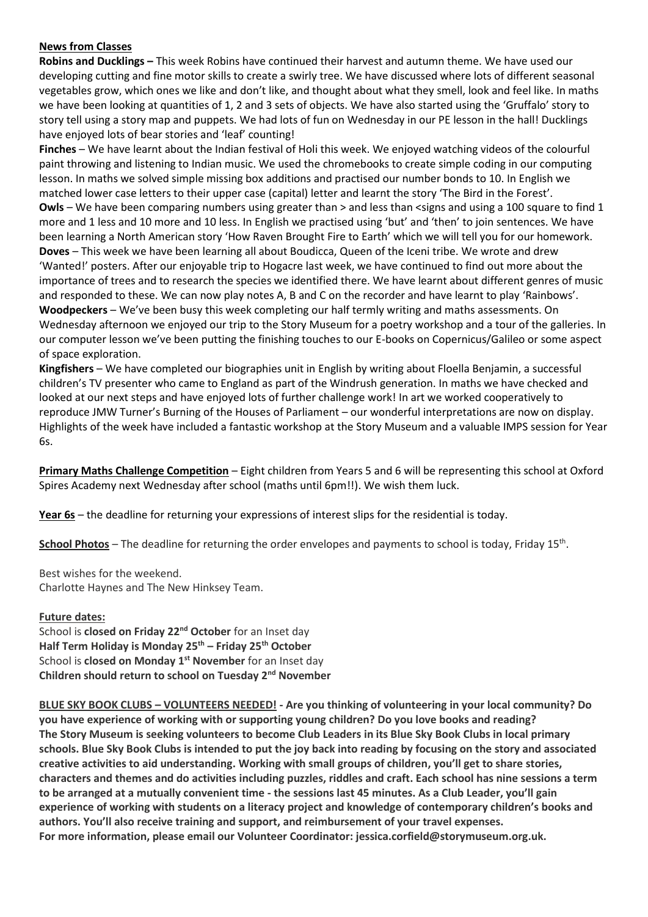**News from Classes**

**Robins and Ducklings –** This week Robins have continued their harvest and autumn theme. We have used our developing cutting and fine motor skills to create a swirly tree. We have discussed where lots of different seasonal vegetables grow, which ones we like and don't like, and thought about what they smell, look and feel like. In maths we have been looking at quantities of 1, 2 and 3 sets of objects. We have also started using the 'Gruffalo' story to story tell using a story map and puppets. We had lots of fun on Wednesday in our PE lesson in the hall! Ducklings have enjoyed lots of bear stories and 'leaf' counting!

**Finches** – We have learnt about the Indian festival of Holi this week. We enjoyed watching videos of the colourful paint throwing and listening to Indian music. We used the chromebooks to create simple coding in our computing lesson. In maths we solved simple missing box additions and practised our number bonds to 10. In English we matched lower case letters to their upper case (capital) letter and learnt the story 'The Bird in the Forest'.

**Owls** – We have been comparing numbers using greater than > and less than <signs and using a 100 square to find 1 more and 1 less and 10 more and 10 less. In English we practised using 'but' and 'then' to join sentences. We have been learning a North American story 'How Raven Brought Fire to Earth' which we will tell you for our homework.

**Doves** – This week we have been learning all about Boudicca, Queen of the Iceni tribe. We wrote and drew 'Wanted!' posters. After our enjoyable trip to Hogacre last week, we have continued to find out more about the importance of trees and to research the species we identified there. We have learnt about different genres of music and responded to these. We can now play notes A, B and C on the recorder and have learnt to play 'Rainbows'.

**Woodpeckers** – We've been busy this week completing our half termly writing and maths assessments. On Wednesday afternoon we enjoyed our trip to the Story Museum for a poetry workshop and a tour of the galleries. In our computer lesson we've been putting the finishing touches to our E-books on Copernicus/Galileo or some aspect of space exploration.

**Kingfishers** – We have completed our biographies unit in English by writing about Floella Benjamin, a successful children's TV presenter who came to England as part of the Windrush generation. In maths we have checked and looked at our next steps and have enjoyed lots of further challenge work! In art we worked cooperatively to reproduce JMW Turner's Burning of the Houses of Parliament – our wonderful interpretations are now on display. Highlights of the week have included a fantastic workshop at the Story Museum and a valuable IMPS session for Year 6s.

**Primary Maths Challenge Competition** – Eight children from Years 5 and 6 will be representing this school at Oxford Spires Academy next Wednesday after school (maths until 6pm!!). We wish them luck.

**Year 6s** – the deadline for returning your expressions of interest slips for the residential is today.

**School Photos** – The deadline for returning the order envelopes and payments to school is today, Friday 15th.

Best wishes for the weekend.
Charlotte Haynes and The New Hinksey Team.

**Future dates:**

School is **closed on Friday 22nd October** for an Inset day
**Half Term Holiday is Monday 25th – Friday 25th October**
School is **closed on Monday 1st November** for an Inset day
**Children should return to school on Tuesday 2nd November**

**BLUE SKY BOOK CLUBS – VOLUNTEERS NEEDED! - Are you thinking of volunteering in your local community? Do you have experience of working with or supporting young children? Do you love books and reading?**
**The Story Museum is seeking volunteers to become Club Leaders in its Blue Sky Book Clubs in local primary schools. Blue Sky Book Clubs is intended to put the joy back into reading by focusing on the story and associated creative activities to aid understanding. Working with small groups of children, you'll get to share stories, characters and themes and do activities including puzzles, riddles and craft. Each school has nine sessions a term to be arranged at a mutually convenient time - the sessions last 45 minutes. As a Club Leader, you'll gain experience of working with students on a literacy project and knowledge of contemporary children's books and authors. You'll also receive training and support, and reimbursement of your travel expenses.**
**For more information, please email our Volunteer Coordinator: jessica.corfield@storymuseum.org.uk.**